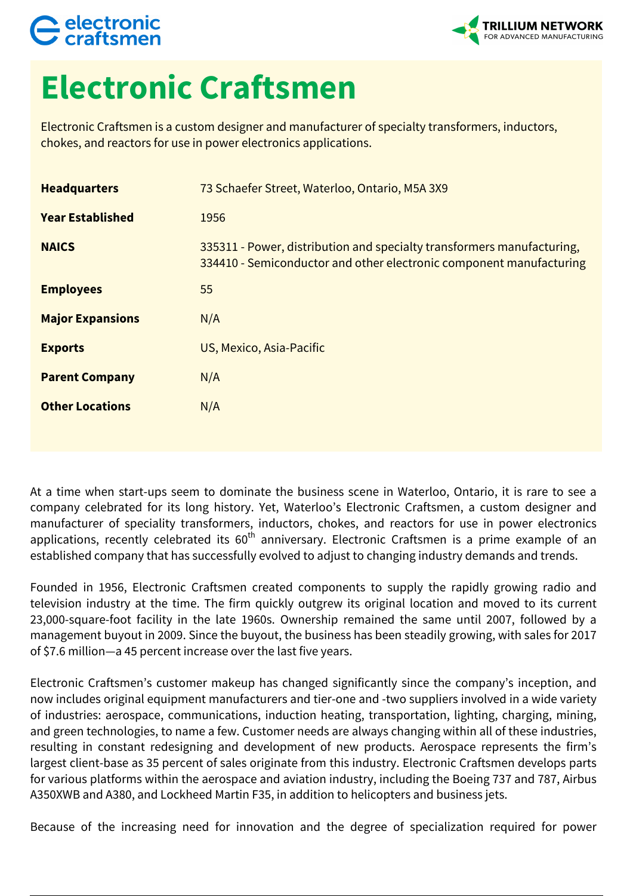# Electronic Craftsmen

Electronic Craftsmen is a custom designer and manufacturer of specialty transformers, inductors, chokes, and reactors for use in power electronics applications.

| | |
|---|---|
| **Headquarters** | 73 Schaefer Street, Waterloo, Ontario, M5A 3X9 |
| **Year Established** | 1956 |
| **NAICS** | 335311 - Power, distribution and specialty transformers manufacturing, 334410 - Semiconductor and other electronic component manufacturing |
| **Employees** | 55 |
| **Major Expansions** | N/A |
| **Exports** | US, Mexico, Asia-Pacific |
| **Parent Company** | N/A |
| **Other Locations** | N/A |

At a time when start-ups seem to dominate the business scene in Waterloo, Ontario, it is rare to see a company celebrated for its long history. Yet, Waterloo's Electronic Craftsmen, a custom designer and manufacturer of speciality transformers, inductors, chokes, and reactors for use in power electronics applications, recently celebrated its 60th anniversary. Electronic Craftsmen is a prime example of an established company that has successfully evolved to adjust to changing industry demands and trends.

Founded in 1956, Electronic Craftsmen created components to supply the rapidly growing radio and television industry at the time. The firm quickly outgrew its original location and moved to its current 23,000-square-foot facility in the late 1960s. Ownership remained the same until 2007, followed by a management buyout in 2009. Since the buyout, the business has been steadily growing, with sales for 2017 of $7.6 million—a 45 percent increase over the last five years.

Electronic Craftsmen's customer makeup has changed significantly since the company's inception, and now includes original equipment manufacturers and tier-one and -two suppliers involved in a wide variety of industries: aerospace, communications, induction heating, transportation, lighting, charging, mining, and green technologies, to name a few. Customer needs are always changing within all of these industries, resulting in constant redesigning and development of new products. Aerospace represents the firm's largest client-base as 35 percent of sales originate from this industry. Electronic Craftsmen develops parts for various platforms within the aerospace and aviation industry, including the Boeing 737 and 787, Airbus A350XWB and A380, and Lockheed Martin F35, in addition to helicopters and business jets.

Because of the increasing need for innovation and the degree of specialization required for power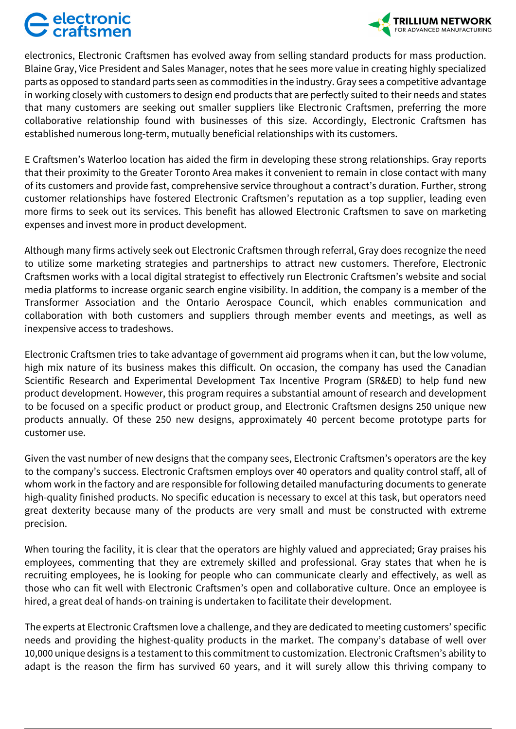electronics, Electronic Craftsmen has evolved away from selling standard products for mass production. Blaine Gray, Vice President and Sales Manager, notes that he sees more value in creating highly specialized parts as opposed to standard parts seen as commodities in the industry. Gray sees a competitive advantage in working closely with customers to design end products that are perfectly suited to their needs and states that many customers are seeking out smaller suppliers like Electronic Craftsmen, preferring the more collaborative relationship found with businesses of this size. Accordingly, Electronic Craftsmen has established numerous long-term, mutually beneficial relationships with its customers.

E Craftsmen's Waterloo location has aided the firm in developing these strong relationships. Gray reports that their proximity to the Greater Toronto Area makes it convenient to remain in close contact with many of its customers and provide fast, comprehensive service throughout a contract's duration. Further, strong customer relationships have fostered Electronic Craftsmen's reputation as a top supplier, leading even more firms to seek out its services. This benefit has allowed Electronic Craftsmen to save on marketing expenses and invest more in product development.

Although many firms actively seek out Electronic Craftsmen through referral, Gray does recognize the need to utilize some marketing strategies and partnerships to attract new customers. Therefore, Electronic Craftsmen works with a local digital strategist to effectively run Electronic Craftsmen's website and social media platforms to increase organic search engine visibility. In addition, the company is a member of the Transformer Association and the Ontario Aerospace Council, which enables communication and collaboration with both customers and suppliers through member events and meetings, as well as inexpensive access to tradeshows.

Electronic Craftsmen tries to take advantage of government aid programs when it can, but the low volume, high mix nature of its business makes this difficult. On occasion, the company has used the Canadian Scientific Research and Experimental Development Tax Incentive Program (SR&ED) to help fund new product development. However, this program requires a substantial amount of research and development to be focused on a specific product or product group, and Electronic Craftsmen designs 250 unique new products annually. Of these 250 new designs, approximately 40 percent become prototype parts for customer use.

Given the vast number of new designs that the company sees, Electronic Craftsmen's operators are the key to the company's success. Electronic Craftsmen employs over 40 operators and quality control staff, all of whom work in the factory and are responsible for following detailed manufacturing documents to generate high-quality finished products. No specific education is necessary to excel at this task, but operators need great dexterity because many of the products are very small and must be constructed with extreme precision.

When touring the facility, it is clear that the operators are highly valued and appreciated; Gray praises his employees, commenting that they are extremely skilled and professional. Gray states that when he is recruiting employees, he is looking for people who can communicate clearly and effectively, as well as those who can fit well with Electronic Craftsmen's open and collaborative culture. Once an employee is hired, a great deal of hands-on training is undertaken to facilitate their development.

The experts at Electronic Craftsmen love a challenge, and they are dedicated to meeting customers' specific needs and providing the highest-quality products in the market. The company's database of well over 10,000 unique designs is a testament to this commitment to customization. Electronic Craftsmen's ability to adapt is the reason the firm has survived 60 years, and it will surely allow this thriving company to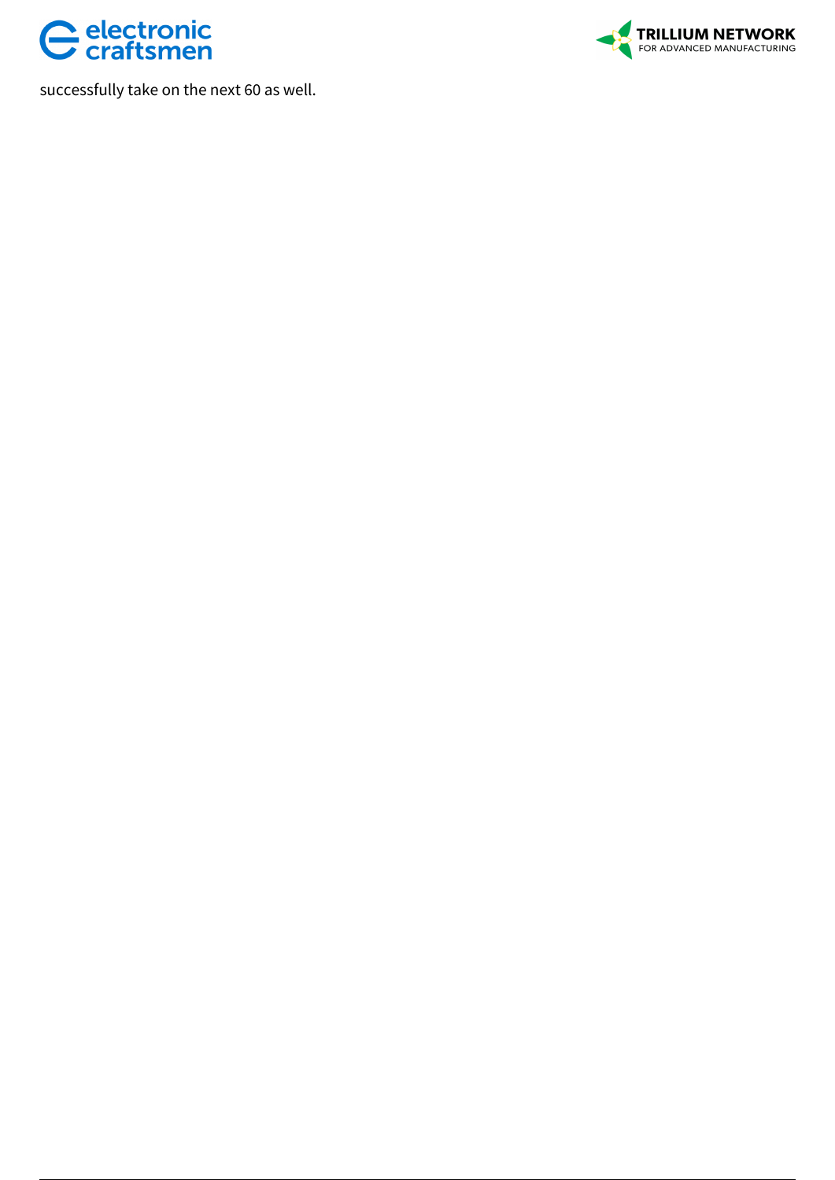successfully take on the next 60 as well.